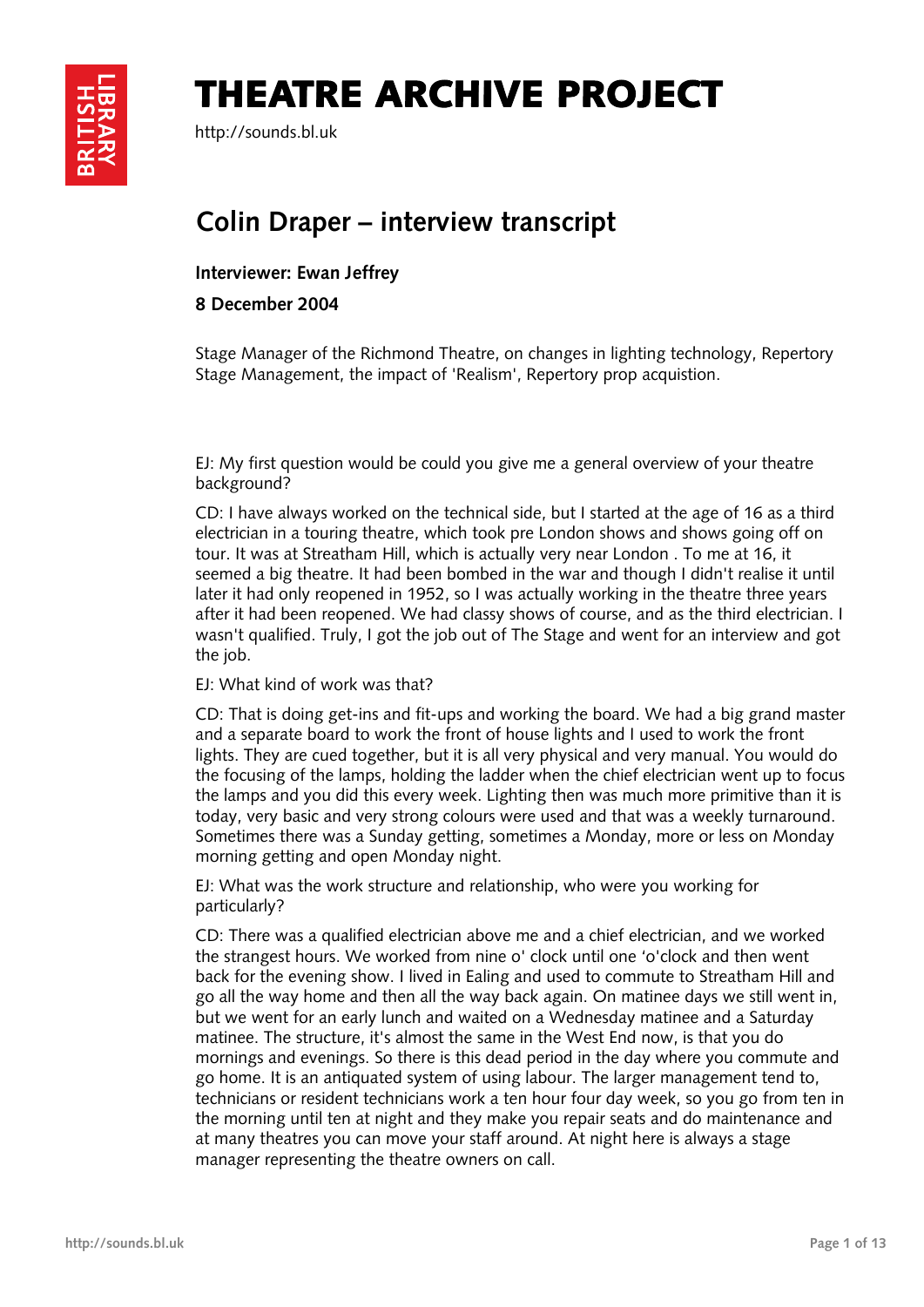# THEATRE ARCHIVE PROJECT

http://sounds.bl.uk

## Colin Draper – interview transcript

**Interviewer: Ewan Jeffrey**

**8 December 2004**

Stage Manager of the Richmond Theatre, on changes in lighting technology, Repertory Stage Management, the impact of 'Realism', Repertory prop acquistion.

EJ: My first question would be could you give me a general overview of your theatre background?

CD: I have always worked on the technical side, but I started at the age of 16 as a third electrician in a touring theatre, which took pre London shows and shows going off on tour. It was at Streatham Hill, which is actually very near London . To me at 16, it seemed a big theatre. It had been bombed in the war and though I didn't realise it until later it had only reopened in 1952, so I was actually working in the theatre three years after it had been reopened. We had classy shows of course, and as the third electrician. I wasn't qualified. Truly, I got the job out of The Stage and went for an interview and got the job.

EJ: What kind of work was that?

CD: That is doing get-ins and fit-ups and working the board. We had a big grand master and a separate board to work the front of house lights and I used to work the front lights. They are cued together, but it is all very physical and very manual. You would do the focusing of the lamps, holding the ladder when the chief electrician went up to focus the lamps and you did this every week. Lighting then was much more primitive than it is today, very basic and very strong colours were used and that was a weekly turnaround. Sometimes there was a Sunday getting, sometimes a Monday, more or less on Monday morning getting and open Monday night.

EJ: What was the work structure and relationship, who were you working for particularly?

CD: There was a qualified electrician above me and a chief electrician, and we worked the strangest hours. We worked from nine o' clock until one 'o'clock and then went back for the evening show. I lived in Ealing and used to commute to Streatham Hill and go all the way home and then all the way back again. On matinee days we still went in, but we went for an early lunch and waited on a Wednesday matinee and a Saturday matinee. The structure, it's almost the same in the West End now, is that you do mornings and evenings. So there is this dead period in the day where you commute and go home. It is an antiquated system of using labour. The larger management tend to, technicians or resident technicians work a ten hour four day week, so you go from ten in the morning until ten at night and they make you repair seats and do maintenance and at many theatres you can move your staff around. At night here is always a stage manager representing the theatre owners on call.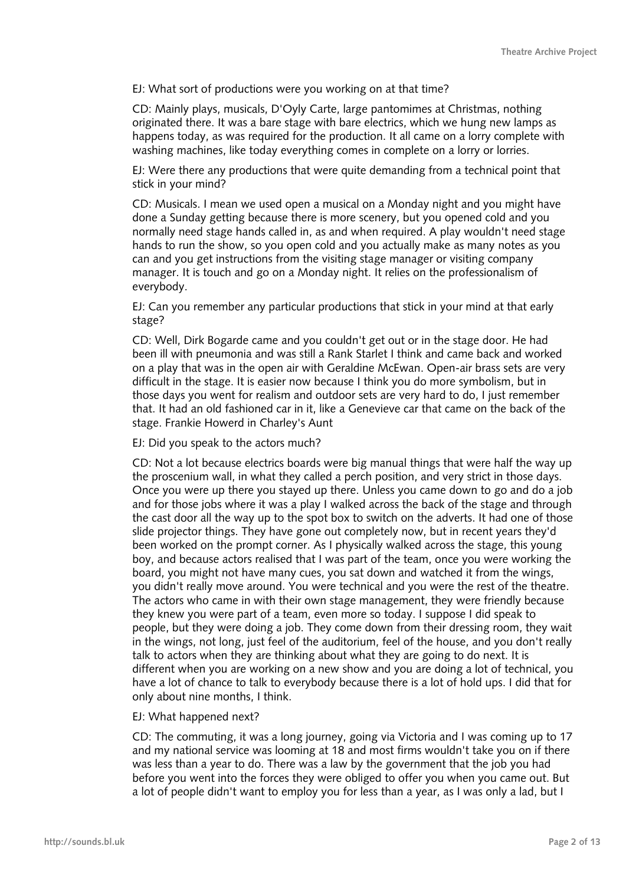EJ: What sort of productions were you working on at that time?

CD: Mainly plays, musicals, D'Oyly Carte, large pantomimes at Christmas, nothing originated there. It was a bare stage with bare electrics, which we hung new lamps as happens today, as was required for the production. It all came on a lorry complete with washing machines, like today everything comes in complete on a lorry or lorries.

EJ: Were there any productions that were quite demanding from a technical point that stick in your mind?

CD: Musicals. I mean we used open a musical on a Monday night and you might have done a Sunday getting because there is more scenery, but you opened cold and you normally need stage hands called in, as and when required. A play wouldn't need stage hands to run the show, so you open cold and you actually make as many notes as you can and you get instructions from the visiting stage manager or visiting company manager. It is touch and go on a Monday night. It relies on the professionalism of everybody.

EJ: Can you remember any particular productions that stick in your mind at that early stage?

CD: Well, Dirk Bogarde came and you couldn't get out or in the stage door. He had been ill with pneumonia and was still a Rank Starlet I think and came back and worked on a play that was in the open air with Geraldine McEwan. Open-air brass sets are very difficult in the stage. It is easier now because I think you do more symbolism, but in those days you went for realism and outdoor sets are very hard to do, I just remember that. It had an old fashioned car in it, like a Genevieve car that came on the back of the stage. Frankie Howerd in Charley's Aunt

EJ: Did you speak to the actors much?

CD: Not a lot because electrics boards were big manual things that were half the way up the proscenium wall, in what they called a perch position, and very strict in those days. Once you were up there you stayed up there. Unless you came down to go and do a job and for those jobs where it was a play I walked across the back of the stage and through the cast door all the way up to the spot box to switch on the adverts. It had one of those slide projector things. They have gone out completely now, but in recent years they'd been worked on the prompt corner. As I physically walked across the stage, this young boy, and because actors realised that I was part of the team, once you were working the board, you might not have many cues, you sat down and watched it from the wings, you didn't really move around. You were technical and you were the rest of the theatre. The actors who came in with their own stage management, they were friendly because they knew you were part of a team, even more so today. I suppose I did speak to people, but they were doing a job. They come down from their dressing room, they wait in the wings, not long, just feel of the auditorium, feel of the house, and you don't really talk to actors when they are thinking about what they are going to do next. It is different when you are working on a new show and you are doing a lot of technical, you have a lot of chance to talk to everybody because there is a lot of hold ups. I did that for only about nine months, I think.

EJ: What happened next?

CD: The commuting, it was a long journey, going via Victoria and I was coming up to 17 and my national service was looming at 18 and most firms wouldn't take you on if there was less than a year to do. There was a law by the government that the job you had before you went into the forces they were obliged to offer you when you came out. But a lot of people didn't want to employ you for less than a year, as I was only a lad, but I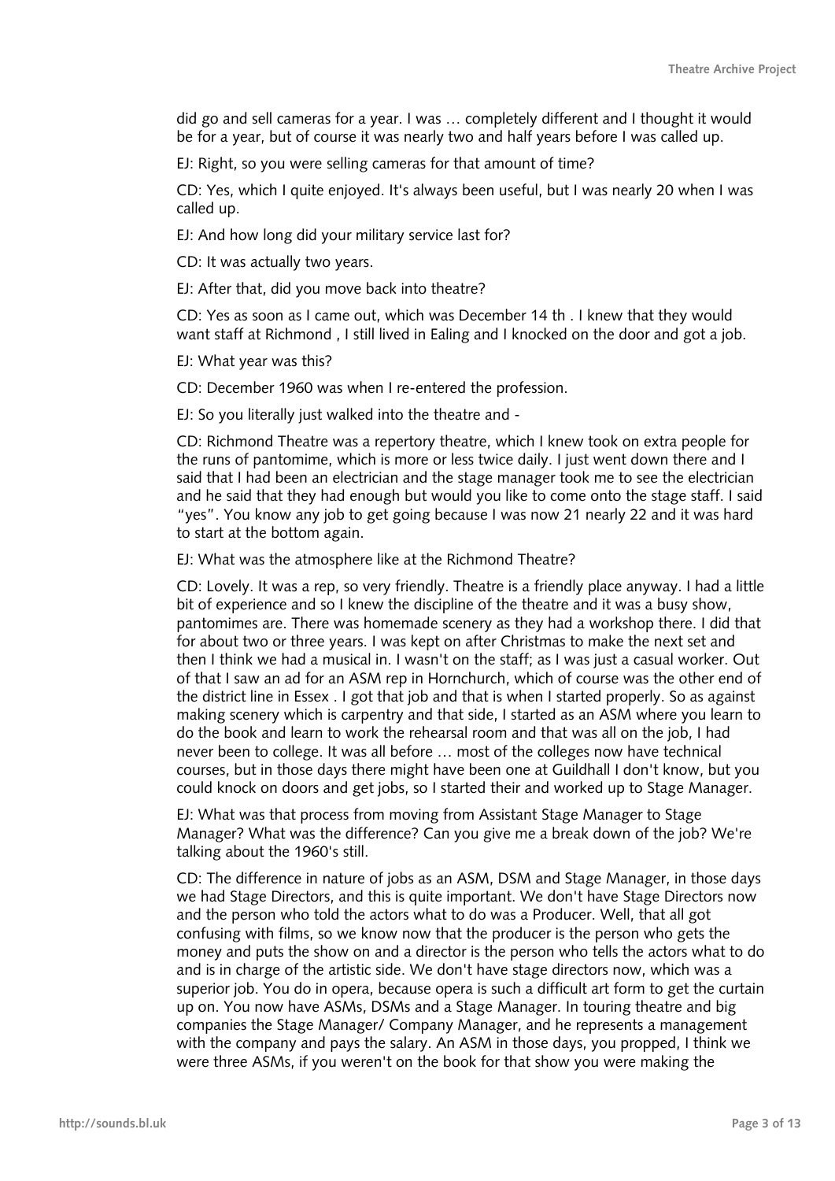did go and sell cameras for a year. I was … completely different and I thought it would be for a year, but of course it was nearly two and half years before I was called up.

EJ: Right, so you were selling cameras for that amount of time?

CD: Yes, which I quite enjoyed. It's always been useful, but I was nearly 20 when I was called up.

EJ: And how long did your military service last for?

CD: It was actually two years.

EJ: After that, did you move back into theatre?

CD: Yes as soon as I came out, which was December 14 th . I knew that they would want staff at Richmond , I still lived in Ealing and I knocked on the door and got a job.

EJ: What year was this?

CD: December 1960 was when I re-entered the profession.

EJ: So you literally just walked into the theatre and -

CD: Richmond Theatre was a repertory theatre, which I knew took on extra people for the runs of pantomime, which is more or less twice daily. I just went down there and I said that I had been an electrician and the stage manager took me to see the electrician and he said that they had enough but would you like to come onto the stage staff. I said "yes". You know any job to get going because I was now 21 nearly 22 and it was hard to start at the bottom again.

EJ: What was the atmosphere like at the Richmond Theatre?

CD: Lovely. It was a rep, so very friendly. Theatre is a friendly place anyway. I had a little bit of experience and so I knew the discipline of the theatre and it was a busy show, pantomimes are. There was homemade scenery as they had a workshop there. I did that for about two or three years. I was kept on after Christmas to make the next set and then I think we had a musical in. I wasn't on the staff; as I was just a casual worker. Out of that I saw an ad for an ASM rep in Hornchurch, which of course was the other end of the district line in Essex . I got that job and that is when I started properly. So as against making scenery which is carpentry and that side, I started as an ASM where you learn to do the book and learn to work the rehearsal room and that was all on the job, I had never been to college. It was all before … most of the colleges now have technical courses, but in those days there might have been one at Guildhall I don't know, but you could knock on doors and get jobs, so I started their and worked up to Stage Manager.

EJ: What was that process from moving from Assistant Stage Manager to Stage Manager? What was the difference? Can you give me a break down of the job? We're talking about the 1960's still.

CD: The difference in nature of jobs as an ASM, DSM and Stage Manager, in those days we had Stage Directors, and this is quite important. We don't have Stage Directors now and the person who told the actors what to do was a Producer. Well, that all got confusing with films, so we know now that the producer is the person who gets the money and puts the show on and a director is the person who tells the actors what to do and is in charge of the artistic side. We don't have stage directors now, which was a superior job. You do in opera, because opera is such a difficult art form to get the curtain up on. You now have ASMs, DSMs and a Stage Manager. In touring theatre and big companies the Stage Manager/ Company Manager, and he represents a management with the company and pays the salary. An ASM in those days, you propped, I think we were three ASMs, if you weren't on the book for that show you were making the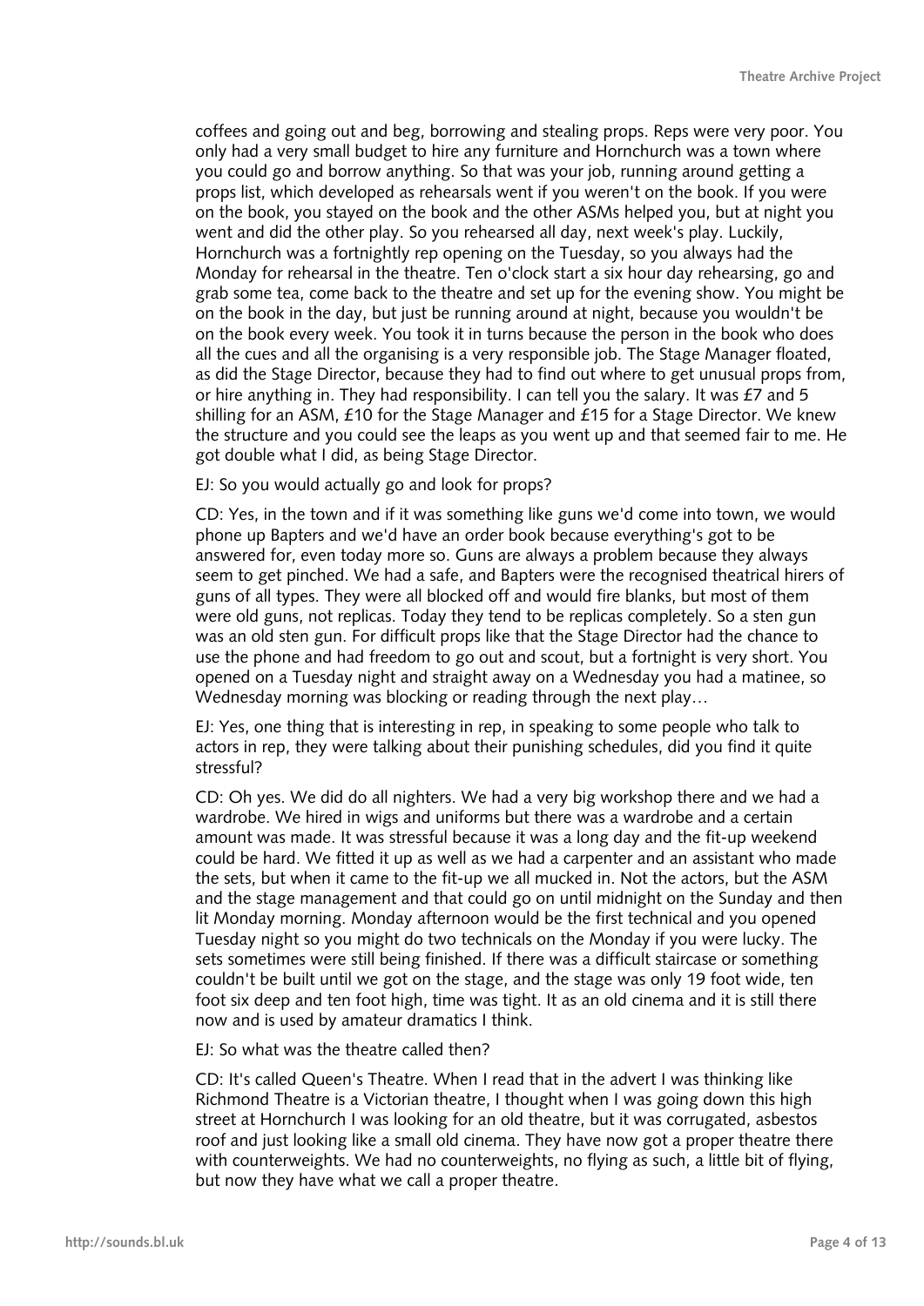coffees and going out and beg, borrowing and stealing props. Reps were very poor. You only had a very small budget to hire any furniture and Hornchurch was a town where you could go and borrow anything. So that was your job, running around getting a props list, which developed as rehearsals went if you weren't on the book. If you were on the book, you stayed on the book and the other ASMs helped you, but at night you went and did the other play. So you rehearsed all day, next week's play. Luckily, Hornchurch was a fortnightly rep opening on the Tuesday, so you always had the Monday for rehearsal in the theatre. Ten o'clock start a six hour day rehearsing, go and grab some tea, come back to the theatre and set up for the evening show. You might be on the book in the day, but just be running around at night, because you wouldn't be on the book every week. You took it in turns because the person in the book who does all the cues and all the organising is a very responsible job. The Stage Manager floated, as did the Stage Director, because they had to find out where to get unusual props from, or hire anything in. They had responsibility. I can tell you the salary. It was £7 and 5 shilling for an ASM, £10 for the Stage Manager and £15 for a Stage Director. We knew the structure and you could see the leaps as you went up and that seemed fair to me. He got double what I did, as being Stage Director.

EJ: So you would actually go and look for props?

CD: Yes, in the town and if it was something like guns we'd come into town, we would phone up Bapters and we'd have an order book because everything's got to be answered for, even today more so. Guns are always a problem because they always seem to get pinched. We had a safe, and Bapters were the recognised theatrical hirers of guns of all types. They were all blocked off and would fire blanks, but most of them were old guns, not replicas. Today they tend to be replicas completely. So a sten gun was an old sten gun. For difficult props like that the Stage Director had the chance to use the phone and had freedom to go out and scout, but a fortnight is very short. You opened on a Tuesday night and straight away on a Wednesday you had a matinee, so Wednesday morning was blocking or reading through the next play…

EJ: Yes, one thing that is interesting in rep, in speaking to some people who talk to actors in rep, they were talking about their punishing schedules, did you find it quite stressful?

CD: Oh yes. We did do all nighters. We had a very big workshop there and we had a wardrobe. We hired in wigs and uniforms but there was a wardrobe and a certain amount was made. It was stressful because it was a long day and the fit-up weekend could be hard. We fitted it up as well as we had a carpenter and an assistant who made the sets, but when it came to the fit-up we all mucked in. Not the actors, but the ASM and the stage management and that could go on until midnight on the Sunday and then lit Monday morning. Monday afternoon would be the first technical and you opened Tuesday night so you might do two technicals on the Monday if you were lucky. The sets sometimes were still being finished. If there was a difficult staircase or something couldn't be built until we got on the stage, and the stage was only 19 foot wide, ten foot six deep and ten foot high, time was tight. It as an old cinema and it is still there now and is used by amateur dramatics I think.

EJ: So what was the theatre called then?

CD: It's called Queen's Theatre. When I read that in the advert I was thinking like Richmond Theatre is a Victorian theatre, I thought when I was going down this high street at Hornchurch I was looking for an old theatre, but it was corrugated, asbestos roof and just looking like a small old cinema. They have now got a proper theatre there with counterweights. We had no counterweights, no flying as such, a little bit of flying, but now they have what we call a proper theatre.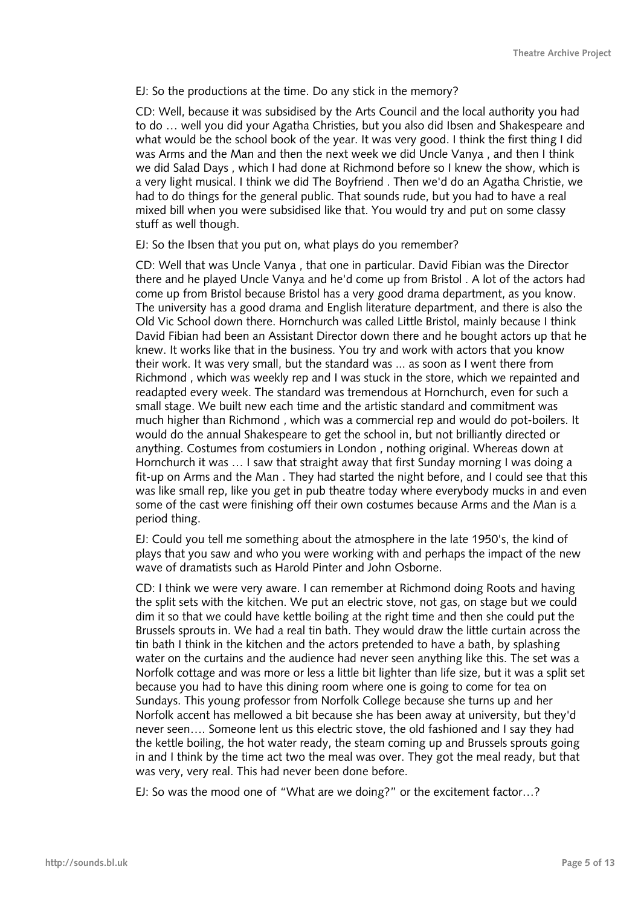EJ: So the productions at the time. Do any stick in the memory?

CD: Well, because it was subsidised by the Arts Council and the local authority you had to do … well you did your Agatha Christies, but you also did Ibsen and Shakespeare and what would be the school book of the year. It was very good. I think the first thing I did was Arms and the Man and then the next week we did Uncle Vanya , and then I think we did Salad Days , which I had done at Richmond before so I knew the show, which is a very light musical. I think we did The Boyfriend . Then we'd do an Agatha Christie, we had to do things for the general public. That sounds rude, but you had to have a real mixed bill when you were subsidised like that. You would try and put on some classy stuff as well though.

EJ: So the Ibsen that you put on, what plays do you remember?

CD: Well that was Uncle Vanya , that one in particular. David Fibian was the Director there and he played Uncle Vanya and he'd come up from Bristol . A lot of the actors had come up from Bristol because Bristol has a very good drama department, as you know. The university has a good drama and English literature department, and there is also the Old Vic School down there. Hornchurch was called Little Bristol, mainly because I think David Fibian had been an Assistant Director down there and he bought actors up that he knew. It works like that in the business. You try and work with actors that you know their work. It was very small, but the standard was ... as soon as I went there from Richmond , which was weekly rep and I was stuck in the store, which we repainted and readapted every week. The standard was tremendous at Hornchurch, even for such a small stage. We built new each time and the artistic standard and commitment was much higher than Richmond , which was a commercial rep and would do pot-boilers. It would do the annual Shakespeare to get the school in, but not brilliantly directed or anything. Costumes from costumiers in London , nothing original. Whereas down at Hornchurch it was … I saw that straight away that first Sunday morning I was doing a fit-up on Arms and the Man . They had started the night before, and I could see that this was like small rep, like you get in pub theatre today where everybody mucks in and even some of the cast were finishing off their own costumes because Arms and the Man is a period thing.

EJ: Could you tell me something about the atmosphere in the late 1950's, the kind of plays that you saw and who you were working with and perhaps the impact of the new wave of dramatists such as Harold Pinter and John Osborne.

CD: I think we were very aware. I can remember at Richmond doing Roots and having the split sets with the kitchen. We put an electric stove, not gas, on stage but we could dim it so that we could have kettle boiling at the right time and then she could put the Brussels sprouts in. We had a real tin bath. They would draw the little curtain across the tin bath I think in the kitchen and the actors pretended to have a bath, by splashing water on the curtains and the audience had never seen anything like this. The set was a Norfolk cottage and was more or less a little bit lighter than life size, but it was a split set because you had to have this dining room where one is going to come for tea on Sundays. This young professor from Norfolk College because she turns up and her Norfolk accent has mellowed a bit because she has been away at university, but they'd never seen…. Someone lent us this electric stove, the old fashioned and I say they had the kettle boiling, the hot water ready, the steam coming up and Brussels sprouts going in and I think by the time act two the meal was over. They got the meal ready, but that was very, very real. This had never been done before.

EJ: So was the mood one of "What are we doing?" or the excitement factor…?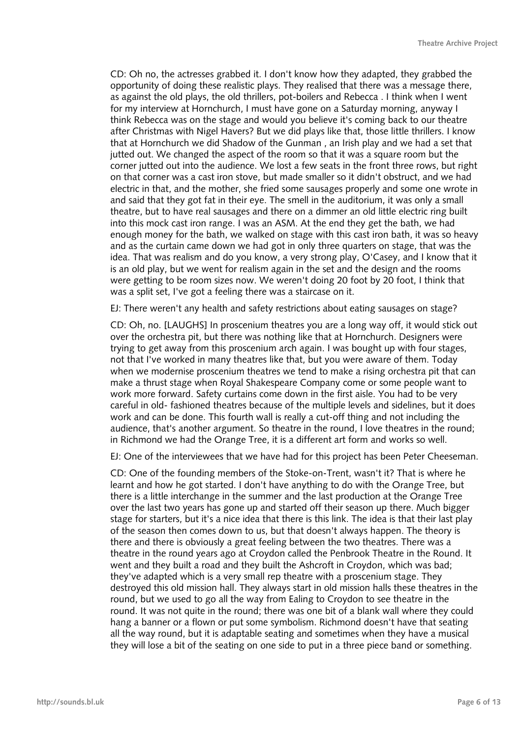CD: Oh no, the actresses grabbed it. I don't know how they adapted, they grabbed the opportunity of doing these realistic plays. They realised that there was a message there, as against the old plays, the old thrillers, pot-boilers and Rebecca . I think when I went for my interview at Hornchurch, I must have gone on a Saturday morning, anyway I think Rebecca was on the stage and would you believe it's coming back to our theatre after Christmas with Nigel Havers? But we did plays like that, those little thrillers. I know that at Hornchurch we did Shadow of the Gunman , an Irish play and we had a set that jutted out. We changed the aspect of the room so that it was a square room but the corner jutted out into the audience. We lost a few seats in the front three rows, but right on that corner was a cast iron stove, but made smaller so it didn't obstruct, and we had electric in that, and the mother, she fried some sausages properly and some one wrote in and said that they got fat in their eye. The smell in the auditorium, it was only a small theatre, but to have real sausages and there on a dimmer an old little electric ring built into this mock cast iron range. I was an ASM. At the end they get the bath, we had enough money for the bath, we walked on stage with this cast iron bath, it was so heavy and as the curtain came down we had got in only three quarters on stage, that was the idea. That was realism and do you know, a very strong play, O'Casey, and I know that it is an old play, but we went for realism again in the set and the design and the rooms were getting to be room sizes now. We weren't doing 20 foot by 20 foot, I think that was a split set, I've got a feeling there was a staircase on it.

EJ: There weren't any health and safety restrictions about eating sausages on stage?

CD: Oh, no. [LAUGHS] In proscenium theatres you are a long way off, it would stick out over the orchestra pit, but there was nothing like that at Hornchurch. Designers were trying to get away from this proscenium arch again. I was bought up with four stages, not that I've worked in many theatres like that, but you were aware of them. Today when we modernise proscenium theatres we tend to make a rising orchestra pit that can make a thrust stage when Royal Shakespeare Company come or some people want to work more forward. Safety curtains come down in the first aisle. You had to be very careful in old- fashioned theatres because of the multiple levels and sidelines, but it does work and can be done. This fourth wall is really a cut-off thing and not including the audience, that's another argument. So theatre in the round, I love theatres in the round; in Richmond we had the Orange Tree, it is a different art form and works so well.

EJ: One of the interviewees that we have had for this project has been Peter Cheeseman.

CD: One of the founding members of the Stoke-on-Trent, wasn't it? That is where he learnt and how he got started. I don't have anything to do with the Orange Tree, but there is a little interchange in the summer and the last production at the Orange Tree over the last two years has gone up and started off their season up there. Much bigger stage for starters, but it's a nice idea that there is this link. The idea is that their last play of the season then comes down to us, but that doesn't always happen. The theory is there and there is obviously a great feeling between the two theatres. There was a theatre in the round years ago at Croydon called the Penbrook Theatre in the Round. It went and they built a road and they built the Ashcroft in Croydon, which was bad; they've adapted which is a very small rep theatre with a proscenium stage. They destroyed this old mission hall. They always start in old mission halls these theatres in the round, but we used to go all the way from Ealing to Croydon to see theatre in the round. It was not quite in the round; there was one bit of a blank wall where they could hang a banner or a flown or put some symbolism. Richmond doesn't have that seating all the way round, but it is adaptable seating and sometimes when they have a musical they will lose a bit of the seating on one side to put in a three piece band or something.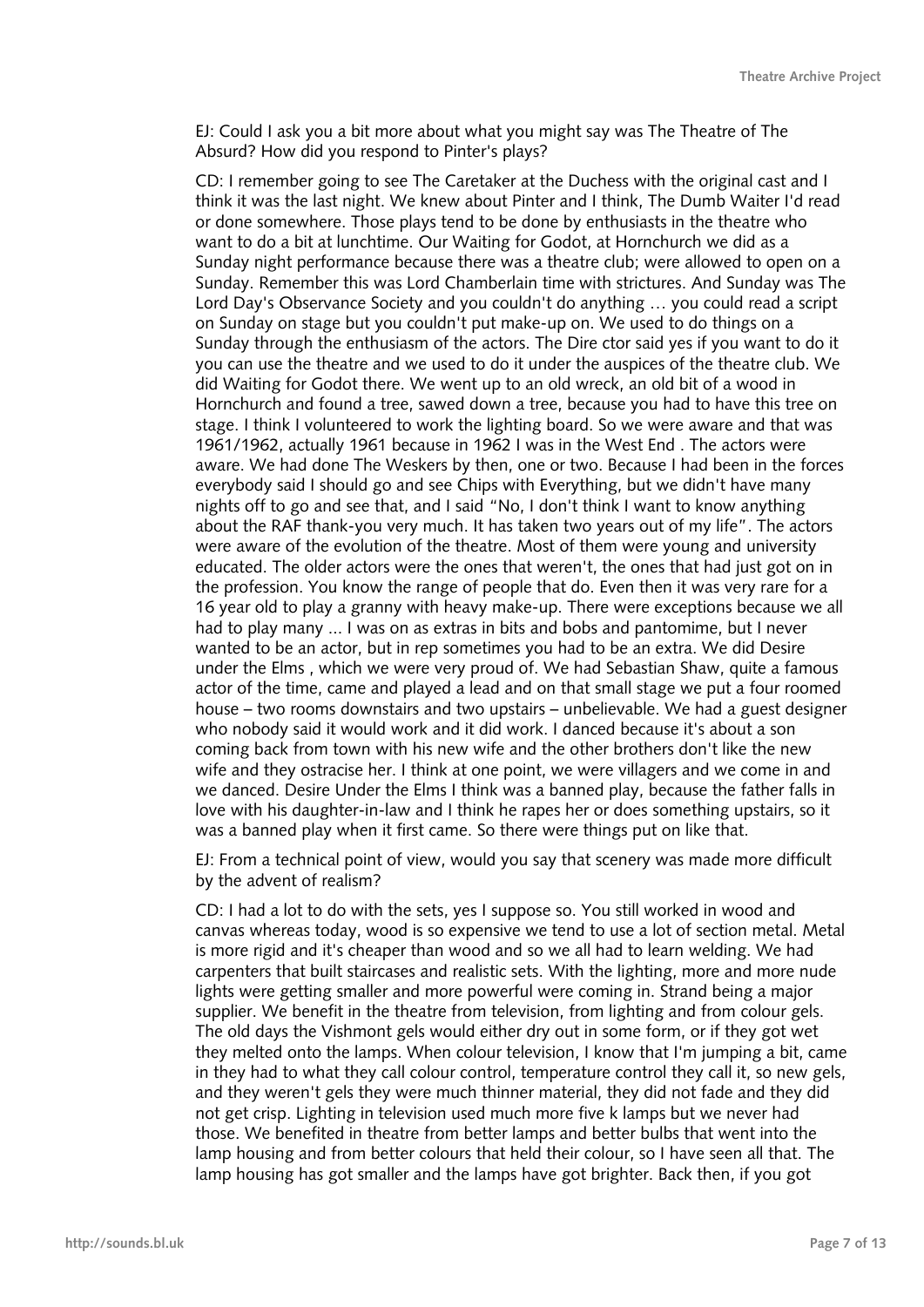EJ: Could I ask you a bit more about what you might say was The Theatre of The Absurd? How did you respond to Pinter's plays?

CD: I remember going to see The Caretaker at the Duchess with the original cast and I think it was the last night. We knew about Pinter and I think, The Dumb Waiter I'd read or done somewhere. Those plays tend to be done by enthusiasts in the theatre who want to do a bit at lunchtime. Our Waiting for Godot, at Hornchurch we did as a Sunday night performance because there was a theatre club; were allowed to open on a Sunday. Remember this was Lord Chamberlain time with strictures. And Sunday was The Lord Day's Observance Society and you couldn't do anything … you could read a script on Sunday on stage but you couldn't put make-up on. We used to do things on a Sunday through the enthusiasm of the actors. The Dire ctor said yes if you want to do it you can use the theatre and we used to do it under the auspices of the theatre club. We did Waiting for Godot there. We went up to an old wreck, an old bit of a wood in Hornchurch and found a tree, sawed down a tree, because you had to have this tree on stage. I think I volunteered to work the lighting board. So we were aware and that was 1961/1962, actually 1961 because in 1962 I was in the West End . The actors were aware. We had done The Weskers by then, one or two. Because I had been in the forces everybody said I should go and see Chips with Everything, but we didn't have many nights off to go and see that, and I said "No, I don't think I want to know anything about the RAF thank-you very much. It has taken two years out of my life". The actors were aware of the evolution of the theatre. Most of them were young and university educated. The older actors were the ones that weren't, the ones that had just got on in the profession. You know the range of people that do. Even then it was very rare for a 16 year old to play a granny with heavy make-up. There were exceptions because we all had to play many ... I was on as extras in bits and bobs and pantomime, but I never wanted to be an actor, but in rep sometimes you had to be an extra. We did Desire under the Elms , which we were very proud of. We had Sebastian Shaw, quite a famous actor of the time, came and played a lead and on that small stage we put a four roomed house – two rooms downstairs and two upstairs – unbelievable. We had a guest designer who nobody said it would work and it did work. I danced because it's about a son coming back from town with his new wife and the other brothers don't like the new wife and they ostracise her. I think at one point, we were villagers and we come in and we danced. Desire Under the Elms I think was a banned play, because the father falls in love with his daughter-in-law and I think he rapes her or does something upstairs, so it was a banned play when it first came. So there were things put on like that.

EJ: From a technical point of view, would you say that scenery was made more difficult by the advent of realism?

CD: I had a lot to do with the sets, yes I suppose so. You still worked in wood and canvas whereas today, wood is so expensive we tend to use a lot of section metal. Metal is more rigid and it's cheaper than wood and so we all had to learn welding. We had carpenters that built staircases and realistic sets. With the lighting, more and more nude lights were getting smaller and more powerful were coming in. Strand being a major supplier. We benefit in the theatre from television, from lighting and from colour gels. The old days the Vishmont gels would either dry out in some form, or if they got wet they melted onto the lamps. When colour television, I know that I'm jumping a bit, came in they had to what they call colour control, temperature control they call it, so new gels, and they weren't gels they were much thinner material, they did not fade and they did not get crisp. Lighting in television used much more five k lamps but we never had those. We benefited in theatre from better lamps and better bulbs that went into the lamp housing and from better colours that held their colour, so I have seen all that. The lamp housing has got smaller and the lamps have got brighter. Back then, if you got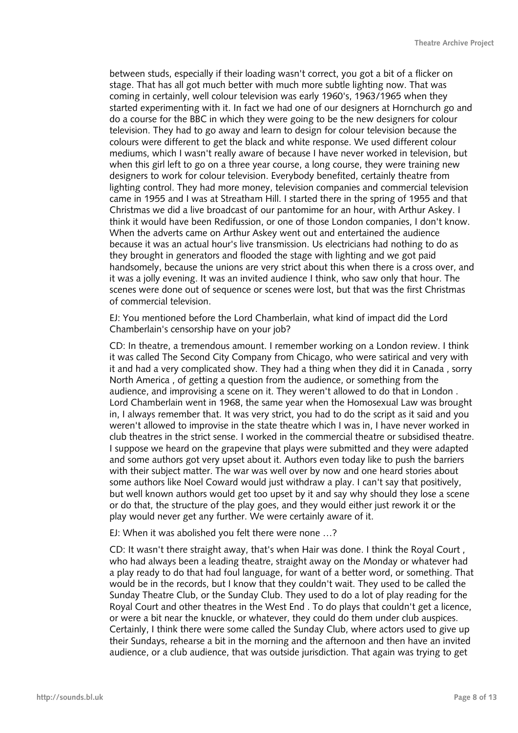between studs, especially if their loading wasn't correct, you got a bit of a flicker on stage. That has all got much better with much more subtle lighting now. That was coming in certainly, well colour television was early 1960's, 1963/1965 when they started experimenting with it. In fact we had one of our designers at Hornchurch go and do a course for the BBC in which they were going to be the new designers for colour television. They had to go away and learn to design for colour television because the colours were different to get the black and white response. We used different colour mediums, which I wasn't really aware of because I have never worked in television, but when this girl left to go on a three year course, a long course, they were training new designers to work for colour television. Everybody benefited, certainly theatre from lighting control. They had more money, television companies and commercial television came in 1955 and I was at Streatham Hill. I started there in the spring of 1955 and that Christmas we did a live broadcast of our pantomime for an hour, with Arthur Askey. I think it would have been Redifussion, or one of those London companies, I don't know. When the adverts came on Arthur Askey went out and entertained the audience because it was an actual hour's live transmission. Us electricians had nothing to do as they brought in generators and flooded the stage with lighting and we got paid handsomely, because the unions are very strict about this when there is a cross over, and it was a jolly evening. It was an invited audience I think, who saw only that hour. The scenes were done out of sequence or scenes were lost, but that was the first Christmas of commercial television.

EJ: You mentioned before the Lord Chamberlain, what kind of impact did the Lord Chamberlain's censorship have on your job?

CD: In theatre, a tremendous amount. I remember working on a London review. I think it was called The Second City Company from Chicago, who were satirical and very with it and had a very complicated show. They had a thing when they did it in Canada , sorry North America , of getting a question from the audience, or something from the audience, and improvising a scene on it. They weren't allowed to do that in London . Lord Chamberlain went in 1968, the same year when the Homosexual Law was brought in, I always remember that. It was very strict, you had to do the script as it said and you weren't allowed to improvise in the state theatre which I was in, I have never worked in club theatres in the strict sense. I worked in the commercial theatre or subsidised theatre. I suppose we heard on the grapevine that plays were submitted and they were adapted and some authors got very upset about it. Authors even today like to push the barriers with their subject matter. The war was well over by now and one heard stories about some authors like Noel Coward would just withdraw a play. I can't say that positively, but well known authors would get too upset by it and say why should they lose a scene or do that, the structure of the play goes, and they would either just rework it or the play would never get any further. We were certainly aware of it.

EJ: When it was abolished you felt there were none …?

CD: It wasn't there straight away, that's when Hair was done. I think the Royal Court , who had always been a leading theatre, straight away on the Monday or whatever had a play ready to do that had foul language, for want of a better word, or something. That would be in the records, but I know that they couldn't wait. They used to be called the Sunday Theatre Club, or the Sunday Club. They used to do a lot of play reading for the Royal Court and other theatres in the West End . To do plays that couldn't get a licence, or were a bit near the knuckle, or whatever, they could do them under club auspices. Certainly, I think there were some called the Sunday Club, where actors used to give up their Sundays, rehearse a bit in the morning and the afternoon and then have an invited audience, or a club audience, that was outside jurisdiction. That again was trying to get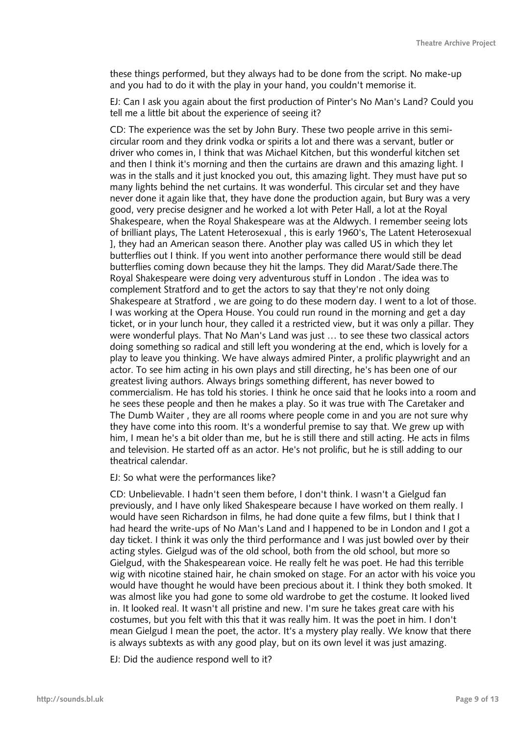these things performed, but they always had to be done from the script. No make-up and you had to do it with the play in your hand, you couldn't memorise it.

EJ: Can I ask you again about the first production of Pinter's No Man's Land? Could you tell me a little bit about the experience of seeing it?

CD: The experience was the set by John Bury. These two people arrive in this semi-circular room and they drink vodka or spirits a lot and there was a servant, butler or driver who comes in, I think that was Michael Kitchen, but this wonderful kitchen set and then I think it's morning and then the curtains are drawn and this amazing light. I was in the stalls and it just knocked you out, this amazing light. They must have put so many lights behind the net curtains. It was wonderful. This circular set and they have never done it again like that, they have done the production again, but Bury was a very good, very precise designer and he worked a lot with Peter Hall, a lot at the Royal Shakespeare, when the Royal Shakespeare was at the Aldwych. I remember seeing lots of brilliant plays, The Latent Heterosexual , this is early 1960's, The Latent Heterosexual ], they had an American season there. Another play was called US in which they let butterflies out I think. If you went into another performance there would still be dead butterflies coming down because they hit the lamps. They did Marat/Sade there.The Royal Shakespeare were doing very adventurous stuff in London . The idea was to complement Stratford and to get the actors to say that they're not only doing Shakespeare at Stratford , we are going to do these modern day. I went to a lot of those. I was working at the Opera House. You could run round in the morning and get a day ticket, or in your lunch hour, they called it a restricted view, but it was only a pillar. They were wonderful plays. That No Man's Land was just … to see these two classical actors doing something so radical and still left you wondering at the end, which is lovely for a play to leave you thinking. We have always admired Pinter, a prolific playwright and an actor. To see him acting in his own plays and still directing, he's has been one of our greatest living authors. Always brings something different, has never bowed to commercialism. He has told his stories. I think he once said that he looks into a room and he sees these people and then he makes a play. So it was true with The Caretaker and The Dumb Waiter , they are all rooms where people come in and you are not sure why they have come into this room. It's a wonderful premise to say that. We grew up with him, I mean he's a bit older than me, but he is still there and still acting. He acts in films and television. He started off as an actor. He's not prolific, but he is still adding to our theatrical calendar.

EJ: So what were the performances like?

CD: Unbelievable. I hadn't seen them before, I don't think. I wasn't a Gielgud fan previously, and I have only liked Shakespeare because I have worked on them really. I would have seen Richardson in films, he had done quite a few films, but I think that I had heard the write-ups of No Man's Land and I happened to be in London and I got a day ticket. I think it was only the third performance and I was just bowled over by their acting styles. Gielgud was of the old school, both from the old school, but more so Gielgud, with the Shakespearean voice. He really felt he was poet. He had this terrible wig with nicotine stained hair, he chain smoked on stage. For an actor with his voice you would have thought he would have been precious about it. I think they both smoked. It was almost like you had gone to some old wardrobe to get the costume. It looked lived in. It looked real. It wasn't all pristine and new. I'm sure he takes great care with his costumes, but you felt with this that it was really him. It was the poet in him. I don't mean Gielgud I mean the poet, the actor. It's a mystery play really. We know that there is always subtexts as with any good play, but on its own level it was just amazing.

EJ: Did the audience respond well to it?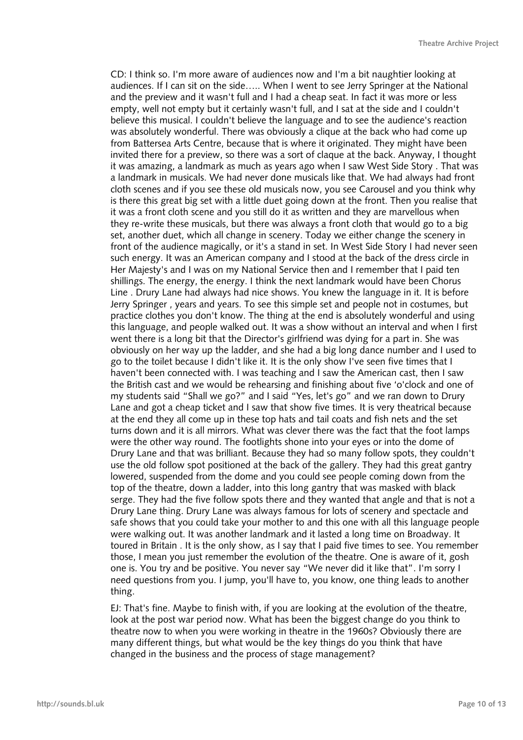CD: I think so. I'm more aware of audiences now and I'm a bit naughtier looking at audiences. If I can sit on the side….. When I went to see Jerry Springer at the National and the preview and it wasn't full and I had a cheap seat. In fact it was more or less empty, well not empty but it certainly wasn't full, and I sat at the side and I couldn't believe this musical. I couldn't believe the language and to see the audience's reaction was absolutely wonderful. There was obviously a clique at the back who had come up from Battersea Arts Centre, because that is where it originated. They might have been invited there for a preview, so there was a sort of claque at the back. Anyway, I thought it was amazing, a landmark as much as years ago when I saw West Side Story . That was a landmark in musicals. We had never done musicals like that. We had always had front cloth scenes and if you see these old musicals now, you see Carousel and you think why is there this great big set with a little duet going down at the front. Then you realise that it was a front cloth scene and you still do it as written and they are marvellous when they re-write these musicals, but there was always a front cloth that would go to a big set, another duet, which all change in scenery. Today we either change the scenery in front of the audience magically, or it's a stand in set. In West Side Story I had never seen such energy. It was an American company and I stood at the back of the dress circle in Her Majesty's and I was on my National Service then and I remember that I paid ten shillings. The energy, the energy. I think the next landmark would have been Chorus Line . Drury Lane had always had nice shows. You knew the language in it. It is before Jerry Springer , years and years. To see this simple set and people not in costumes, but practice clothes you don't know. The thing at the end is absolutely wonderful and using this language, and people walked out. It was a show without an interval and when I first went there is a long bit that the Director's girlfriend was dying for a part in. She was obviously on her way up the ladder, and she had a big long dance number and I used to go to the toilet because I didn't like it. It is the only show I've seen five times that I haven't been connected with. I was teaching and I saw the American cast, then I saw the British cast and we would be rehearsing and finishing about five 'o'clock and one of my students said "Shall we go?" and I said "Yes, let's go" and we ran down to Drury Lane and got a cheap ticket and I saw that show five times. It is very theatrical because at the end they all come up in these top hats and tail coats and fish nets and the set turns down and it is all mirrors. What was clever there was the fact that the foot lamps were the other way round. The footlights shone into your eyes or into the dome of Drury Lane and that was brilliant. Because they had so many follow spots, they couldn't use the old follow spot positioned at the back of the gallery. They had this great gantry lowered, suspended from the dome and you could see people coming down from the top of the theatre, down a ladder, into this long gantry that was masked with black serge. They had the five follow spots there and they wanted that angle and that is not a Drury Lane thing. Drury Lane was always famous for lots of scenery and spectacle and safe shows that you could take your mother to and this one with all this language people were walking out. It was another landmark and it lasted a long time on Broadway. It toured in Britain . It is the only show, as I say that I paid five times to see. You remember those, I mean you just remember the evolution of the theatre. One is aware of it, gosh one is. You try and be positive. You never say "We never did it like that". I'm sorry I need questions from you. I jump, you'll have to, you know, one thing leads to another thing.

EJ: That's fine. Maybe to finish with, if you are looking at the evolution of the theatre, look at the post war period now. What has been the biggest change do you think to theatre now to when you were working in theatre in the 1960s? Obviously there are many different things, but what would be the key things do you think that have changed in the business and the process of stage management?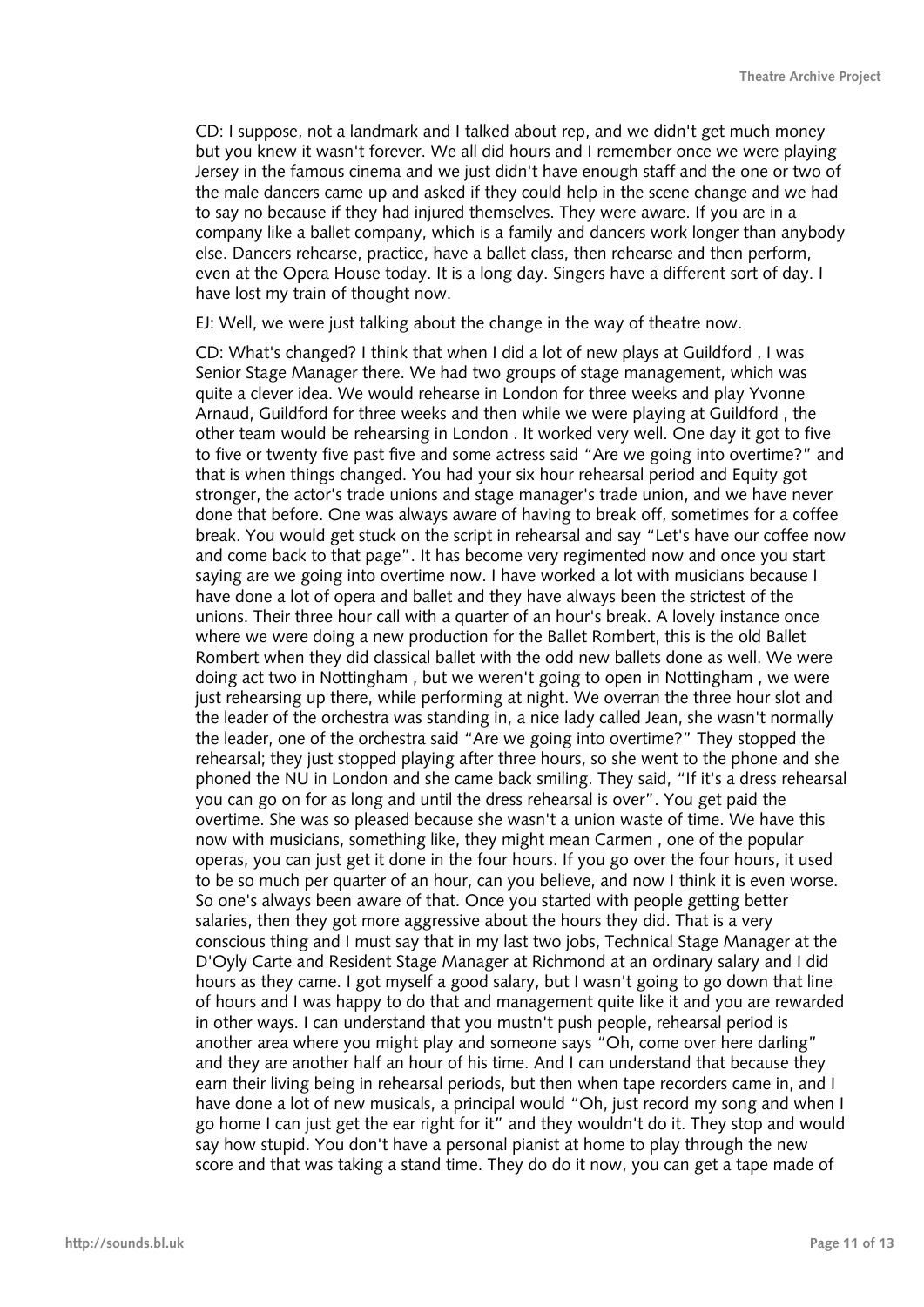CD: I suppose, not a landmark and I talked about rep, and we didn't get much money but you knew it wasn't forever. We all did hours and I remember once we were playing Jersey in the famous cinema and we just didn't have enough staff and the one or two of the male dancers came up and asked if they could help in the scene change and we had to say no because if they had injured themselves. They were aware. If you are in a company like a ballet company, which is a family and dancers work longer than anybody else. Dancers rehearse, practice, have a ballet class, then rehearse and then perform, even at the Opera House today. It is a long day. Singers have a different sort of day. I have lost my train of thought now.

EJ: Well, we were just talking about the change in the way of theatre now.

CD: What's changed? I think that when I did a lot of new plays at Guildford , I was Senior Stage Manager there. We had two groups of stage management, which was quite a clever idea. We would rehearse in London for three weeks and play Yvonne Arnaud, Guildford for three weeks and then while we were playing at Guildford , the other team would be rehearsing in London . It worked very well. One day it got to five to five or twenty five past five and some actress said "Are we going into overtime?" and that is when things changed. You had your six hour rehearsal period and Equity got stronger, the actor's trade unions and stage manager's trade union, and we have never done that before. One was always aware of having to break off, sometimes for a coffee break. You would get stuck on the script in rehearsal and say "Let's have our coffee now and come back to that page". It has become very regimented now and once you start saying are we going into overtime now. I have worked a lot with musicians because I have done a lot of opera and ballet and they have always been the strictest of the unions. Their three hour call with a quarter of an hour's break. A lovely instance once where we were doing a new production for the Ballet Rombert, this is the old Ballet Rombert when they did classical ballet with the odd new ballets done as well. We were doing act two in Nottingham , but we weren't going to open in Nottingham , we were just rehearsing up there, while performing at night. We overran the three hour slot and the leader of the orchestra was standing in, a nice lady called Jean, she wasn't normally the leader, one of the orchestra said "Are we going into overtime?" They stopped the rehearsal; they just stopped playing after three hours, so she went to the phone and she phoned the NU in London and she came back smiling. They said, "If it's a dress rehearsal you can go on for as long and until the dress rehearsal is over". You get paid the overtime. She was so pleased because she wasn't a union waste of time. We have this now with musicians, something like, they might mean Carmen , one of the popular operas, you can just get it done in the four hours. If you go over the four hours, it used to be so much per quarter of an hour, can you believe, and now I think it is even worse. So one's always been aware of that. Once you started with people getting better salaries, then they got more aggressive about the hours they did. That is a very conscious thing and I must say that in my last two jobs, Technical Stage Manager at the D'Oyly Carte and Resident Stage Manager at Richmond at an ordinary salary and I did hours as they came. I got myself a good salary, but I wasn't going to go down that line of hours and I was happy to do that and management quite like it and you are rewarded in other ways. I can understand that you mustn't push people, rehearsal period is another area where you might play and someone says "Oh, come over here darling" and they are another half an hour of his time. And I can understand that because they earn their living being in rehearsal periods, but then when tape recorders came in, and I have done a lot of new musicals, a principal would "Oh, just record my song and when I go home I can just get the ear right for it" and they wouldn't do it. They stop and would say how stupid. You don't have a personal pianist at home to play through the new score and that was taking a stand time. They do do it now, you can get a tape made of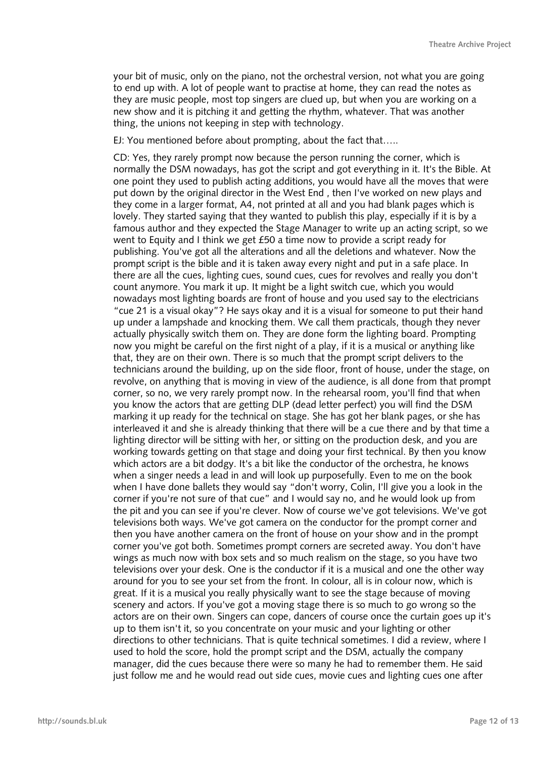your bit of music, only on the piano, not the orchestral version, not what you are going to end up with. A lot of people want to practise at home, they can read the notes as they are music people, most top singers are clued up, but when you are working on a new show and it is pitching it and getting the rhythm, whatever. That was another thing, the unions not keeping in step with technology.

EJ: You mentioned before about prompting, about the fact that…..

CD: Yes, they rarely prompt now because the person running the corner, which is normally the DSM nowadays, has got the script and got everything in it. It's the Bible. At one point they used to publish acting additions, you would have all the moves that were put down by the original director in the West End , then I've worked on new plays and they come in a larger format, A4, not printed at all and you had blank pages which is lovely. They started saying that they wanted to publish this play, especially if it is by a famous author and they expected the Stage Manager to write up an acting script, so we went to Equity and I think we get £50 a time now to provide a script ready for publishing. You've got all the alterations and all the deletions and whatever. Now the prompt script is the bible and it is taken away every night and put in a safe place. In there are all the cues, lighting cues, sound cues, cues for revolves and really you don't count anymore. You mark it up. It might be a light switch cue, which you would nowadays most lighting boards are front of house and you used say to the electricians "cue 21 is a visual okay"? He says okay and it is a visual for someone to put their hand up under a lampshade and knocking them. We call them practicals, though they never actually physically switch them on. They are done form the lighting board. Prompting now you might be careful on the first night of a play, if it is a musical or anything like that, they are on their own. There is so much that the prompt script delivers to the technicians around the building, up on the side floor, front of house, under the stage, on revolve, on anything that is moving in view of the audience, is all done from that prompt corner, so no, we very rarely prompt now. In the rehearsal room, you'll find that when you know the actors that are getting DLP (dead letter perfect) you will find the DSM marking it up ready for the technical on stage. She has got her blank pages, or she has interleaved it and she is already thinking that there will be a cue there and by that time a lighting director will be sitting with her, or sitting on the production desk, and you are working towards getting on that stage and doing your first technical. By then you know which actors are a bit dodgy. It's a bit like the conductor of the orchestra, he knows when a singer needs a lead in and will look up purposefully. Even to me on the book when I have done ballets they would say "don't worry, Colin, I'll give you a look in the corner if you're not sure of that cue" and I would say no, and he would look up from the pit and you can see if you're clever. Now of course we've got televisions. We've got televisions both ways. We've got camera on the conductor for the prompt corner and then you have another camera on the front of house on your show and in the prompt corner you've got both. Sometimes prompt corners are secreted away. You don't have wings as much now with box sets and so much realism on the stage, so you have two televisions over your desk. One is the conductor if it is a musical and one the other way around for you to see your set from the front. In colour, all is in colour now, which is great. If it is a musical you really physically want to see the stage because of moving scenery and actors. If you've got a moving stage there is so much to go wrong so the actors are on their own. Singers can cope, dancers of course once the curtain goes up it's up to them isn't it, so you concentrate on your music and your lighting or other directions to other technicians. That is quite technical sometimes. I did a review, where I used to hold the score, hold the prompt script and the DSM, actually the company manager, did the cues because there were so many he had to remember them. He said just follow me and he would read out side cues, movie cues and lighting cues one after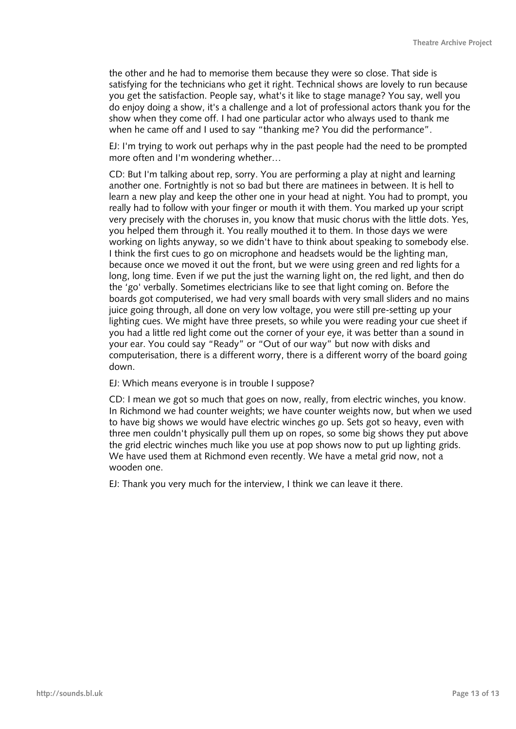the other and he had to memorise them because they were so close. That side is satisfying for the technicians who get it right. Technical shows are lovely to run because you get the satisfaction. People say, what's it like to stage manage? You say, well you do enjoy doing a show, it's a challenge and a lot of professional actors thank you for the show when they come off. I had one particular actor who always used to thank me when he came off and I used to say "thanking me? You did the performance".

EJ: I'm trying to work out perhaps why in the past people had the need to be prompted more often and I'm wondering whether…

CD: But I'm talking about rep, sorry. You are performing a play at night and learning another one. Fortnightly is not so bad but there are matinees in between. It is hell to learn a new play and keep the other one in your head at night. You had to prompt, you really had to follow with your finger or mouth it with them. You marked up your script very precisely with the choruses in, you know that music chorus with the little dots. Yes, you helped them through it. You really mouthed it to them. In those days we were working on lights anyway, so we didn't have to think about speaking to somebody else. I think the first cues to go on microphone and headsets would be the lighting man, because once we moved it out the front, but we were using green and red lights for a long, long time. Even if we put the just the warning light on, the red light, and then do the 'go' verbally. Sometimes electricians like to see that light coming on. Before the boards got computerised, we had very small boards with very small sliders and no mains juice going through, all done on very low voltage, you were still pre-setting up your lighting cues. We might have three presets, so while you were reading your cue sheet if you had a little red light come out the corner of your eye, it was better than a sound in your ear. You could say "Ready" or "Out of our way" but now with disks and computerisation, there is a different worry, there is a different worry of the board going down.

EJ: Which means everyone is in trouble I suppose?

CD: I mean we got so much that goes on now, really, from electric winches, you know. In Richmond we had counter weights; we have counter weights now, but when we used to have big shows we would have electric winches go up. Sets got so heavy, even with three men couldn't physically pull them up on ropes, so some big shows they put above the grid electric winches much like you use at pop shows now to put up lighting grids. We have used them at Richmond even recently. We have a metal grid now, not a wooden one.

EJ: Thank you very much for the interview, I think we can leave it there.